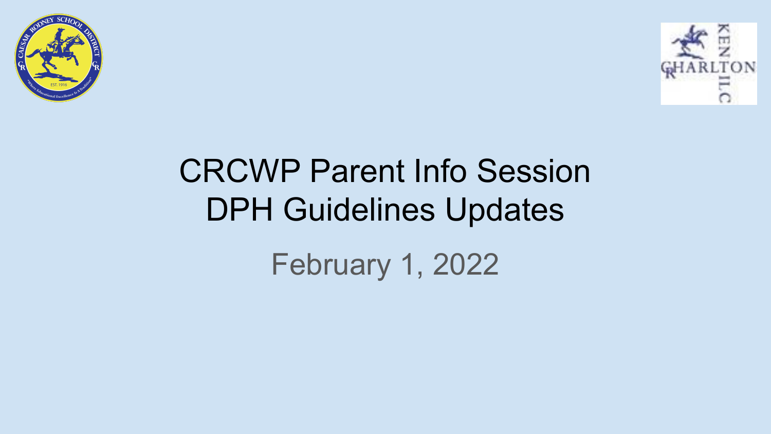# CRCWP Parent Info Session
# DPH Guidelines Updates

February 1, 2022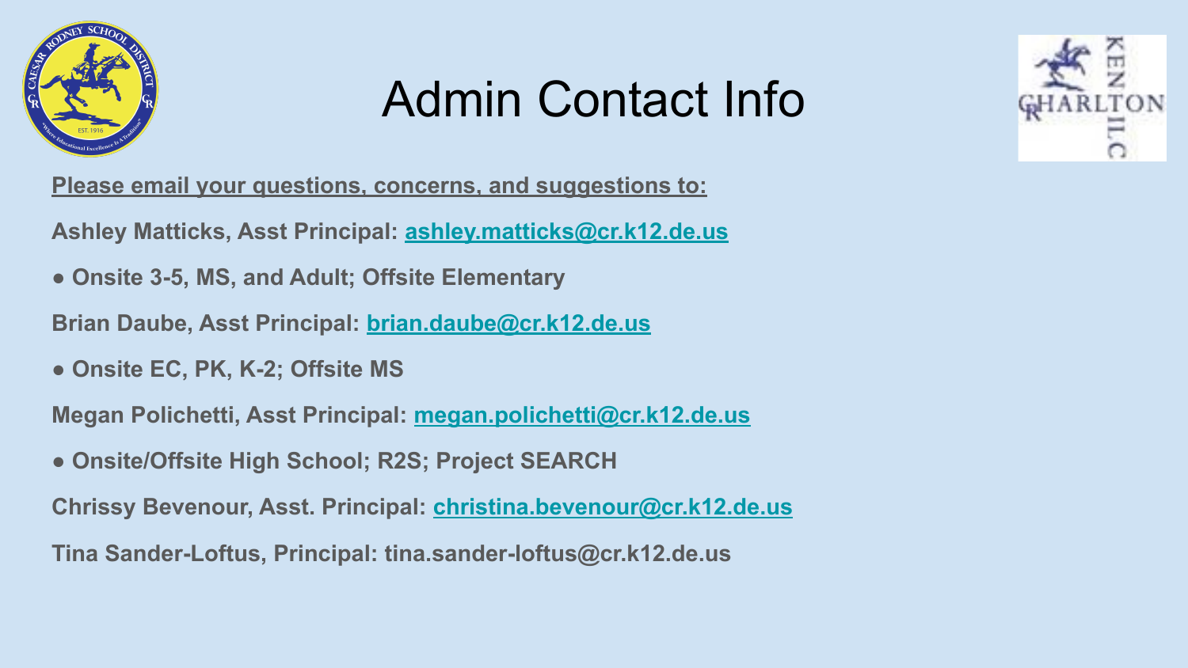# Admin Contact Info

**Please email your questions, concerns, and suggestions to:**

**Ashley Matticks, Asst Principal: ashley.matticks@cr.k12.de.us**

- **Onsite 3-5, MS, and Adult; Offsite Elementary**

**Brian Daube, Asst Principal: brian.daube@cr.k12.de.us**

- **Onsite EC, PK, K-2; Offsite MS**

**Megan Polichetti, Asst Principal: megan.polichetti@cr.k12.de.us**

- **Onsite/Offsite High School; R2S; Project SEARCH**

**Chrissy Bevenour, Asst. Principal: christina.bevenour@cr.k12.de.us**

**Tina Sander-Loftus, Principal: tina.sander-loftus@cr.k12.de.us**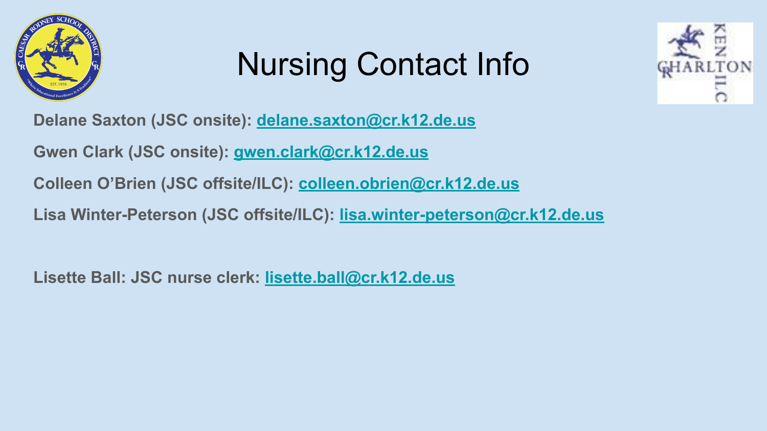# Nursing Contact Info

**Delane Saxton (JSC onsite): delane.saxton@cr.k12.de.us**

**Gwen Clark (JSC onsite): gwen.clark@cr.k12.de.us**

**Colleen O'Brien (JSC offsite/ILC): colleen.obrien@cr.k12.de.us**

**Lisa Winter-Peterson (JSC offsite/ILC): lisa.winter-peterson@cr.k12.de.us**

**Lisette Ball: JSC nurse clerk: lisette.ball@cr.k12.de.us**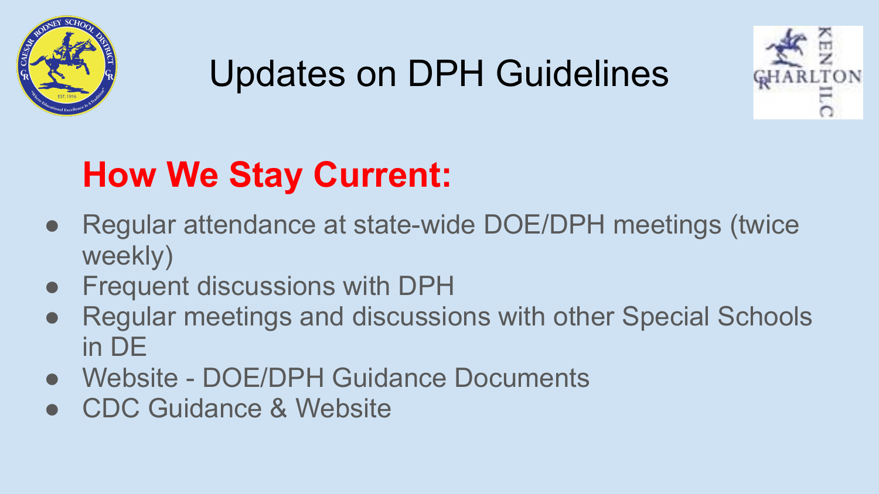# Updates on DPH Guidelines

## How We Stay Current:

- Regular attendance at state-wide DOE/DPH meetings (twice weekly)
- Frequent discussions with DPH
- Regular meetings and discussions with other Special Schools in DE
- Website - DOE/DPH Guidance Documents
- CDC Guidance & Website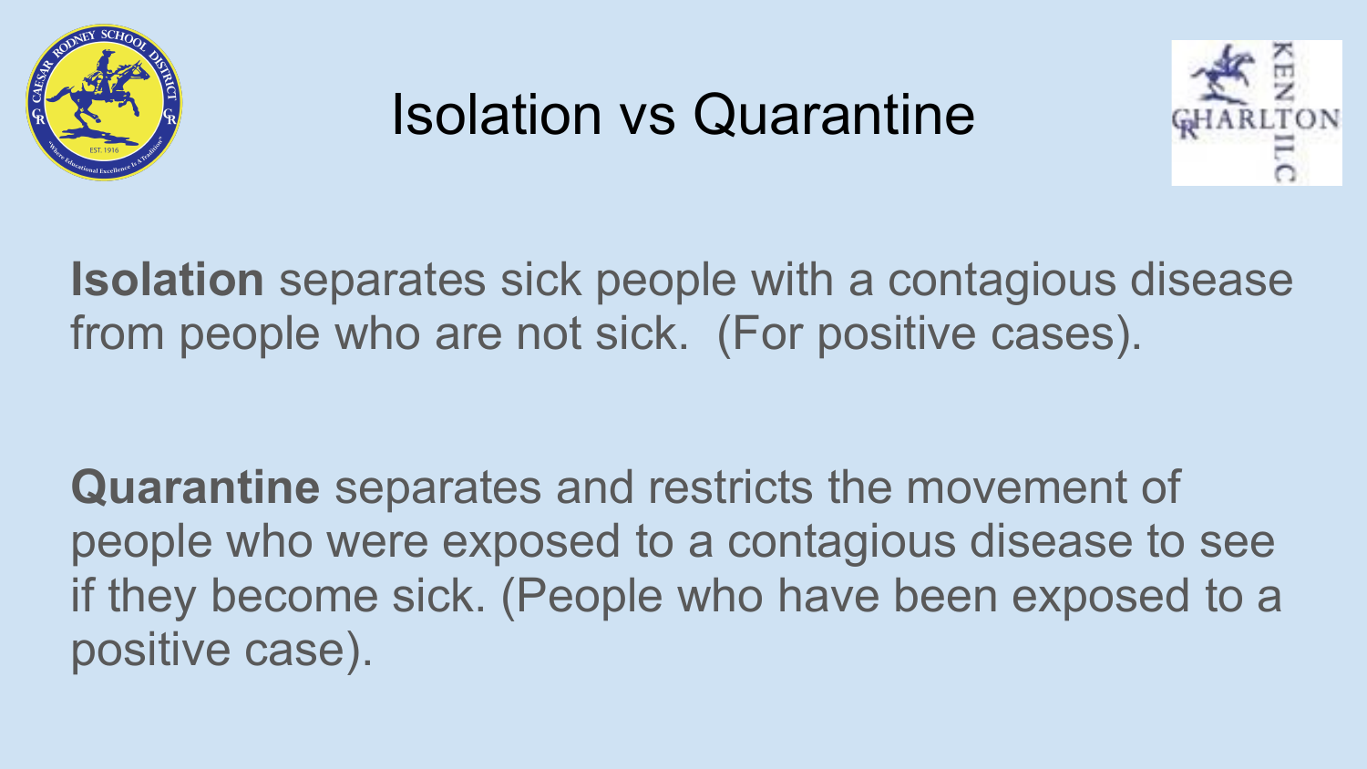# Isolation vs Quarantine

**Isolation** separates sick people with a contagious disease from people who are not sick. (For positive cases).

**Quarantine** separates and restricts the movement of people who were exposed to a contagious disease to see if they become sick. (People who have been exposed to a positive case).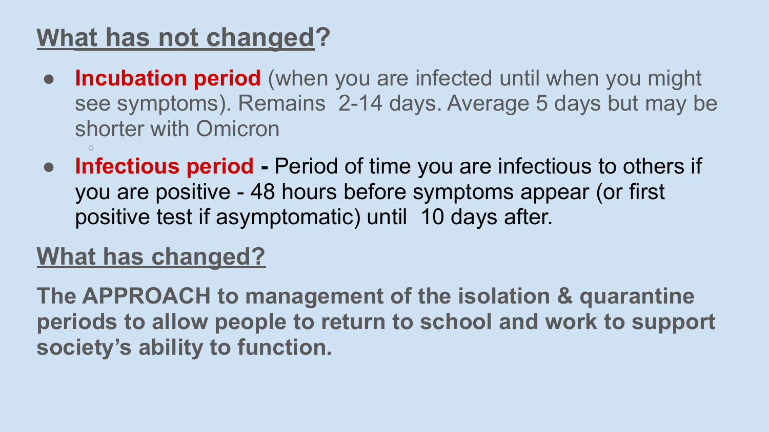## What has not changed?

- **Incubation period** (when you are infected until when you might see symptoms). Remains 2-14 days. Average 5 days but may be shorter with Omicron
- **Infectious period** - Period of time you are infectious to others if you are positive - 48 hours before symptoms appear (or first positive test if asymptomatic) until 10 days after.

## What has changed?

**The APPROACH to management of the isolation & quarantine periods to allow people to return to school and work to support society's ability to function.**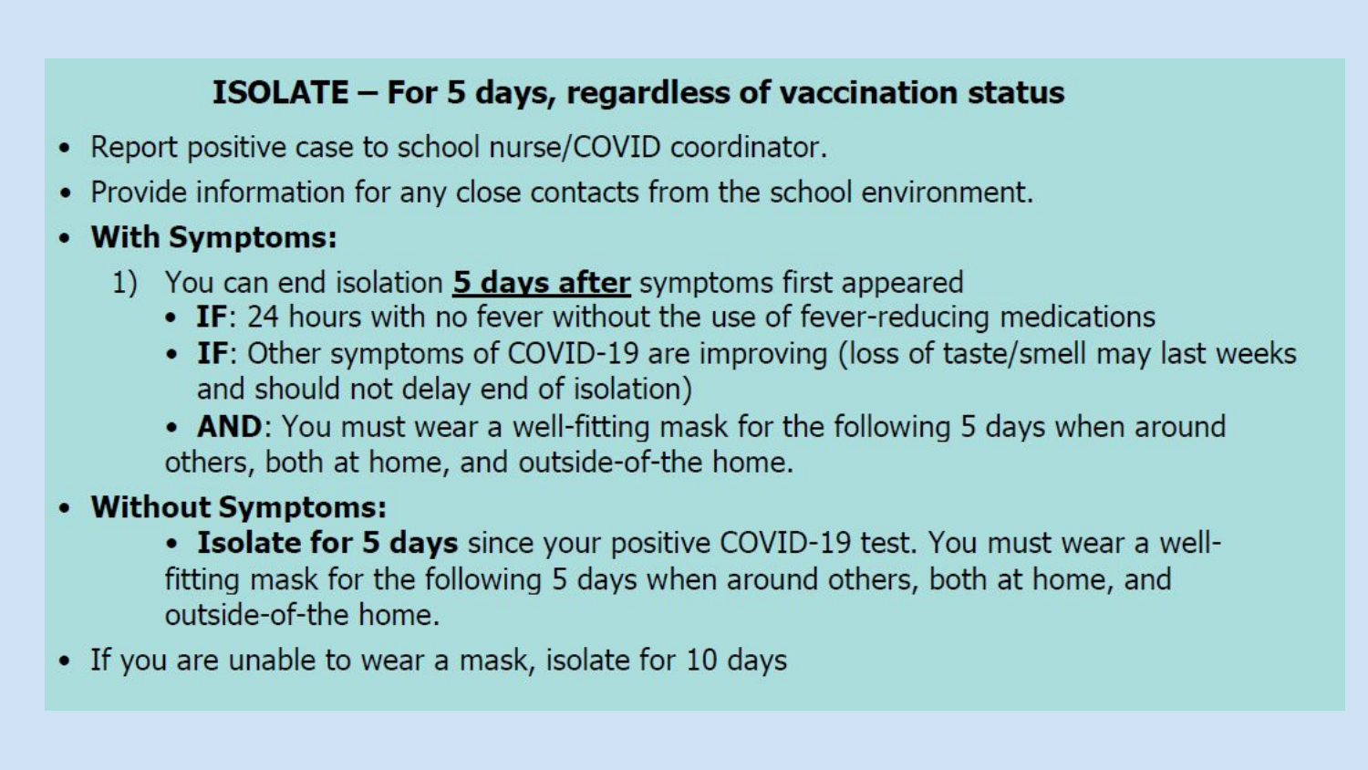## ISOLATE – For 5 days, regardless of vaccination status

- Report positive case to school nurse/COVID coordinator.
- Provide information for any close contacts from the school environment.
- **With Symptoms:**
    1) You can end isolation **5 days after** symptoms first appeared
        - **IF**: 24 hours with no fever without the use of fever-reducing medications
        - **IF**: Other symptoms of COVID-19 are improving (loss of taste/smell may last weeks and should not delay end of isolation)
        - **AND**: You must wear a well-fitting mask for the following 5 days when around others, both at home, and outside-of-the home.
- **Without Symptoms:**
    - **Isolate for 5 days** since your positive COVID-19 test. You must wear a well-fitting mask for the following 5 days when around others, both at home, and outside-of-the home.
- If you are unable to wear a mask, isolate for 10 days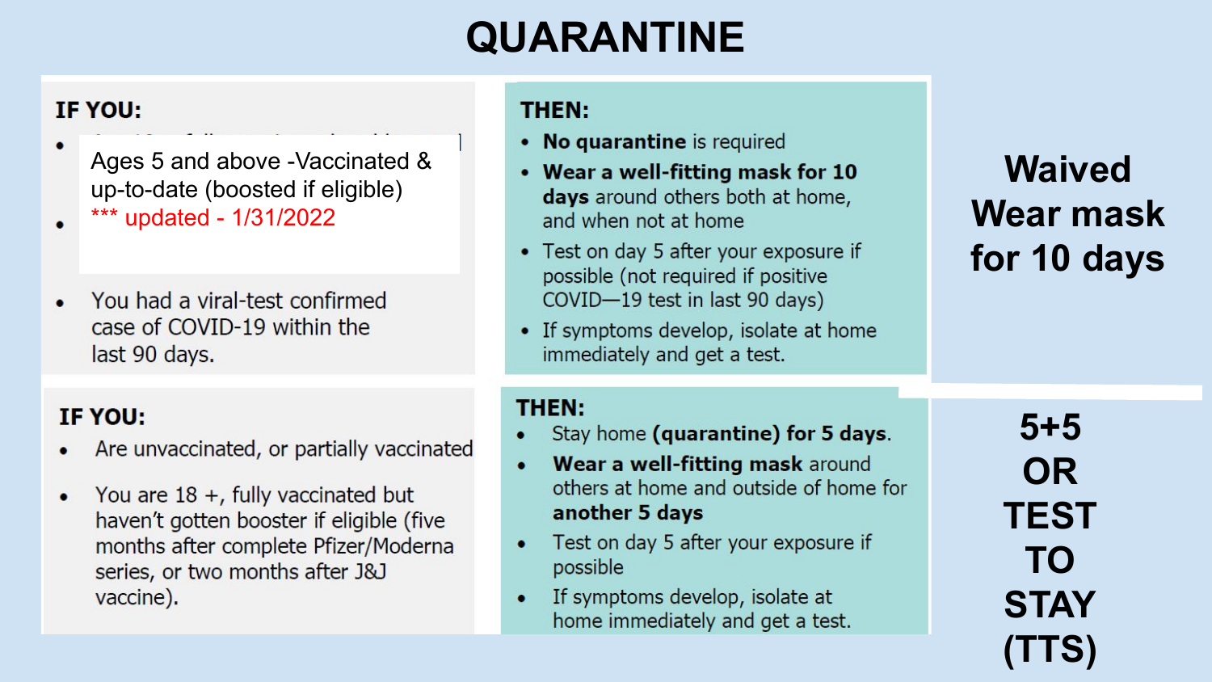# QUARANTINE

| IF YOU: | THEN: | |
|---|---|---|
| • Ages 5 and above -Vaccinated & up-to-date (boosted if eligible) *** updated - 1/31/2022<br>• You had a viral-test confirmed case of COVID-19 within the last 90 days. | • **No quarantine** is required<br>• **Wear a well-fitting mask for 10 days** around others both at home, and when not at home<br>• Test on day 5 after your exposure if possible (not required if positive COVID—19 test in last 90 days)<br>• If symptoms develop, isolate at home immediately and get a test. | **Waived Wear mask for 10 days** |
| • Are unvaccinated, or partially vaccinated<br>• You are 18 +, fully vaccinated but haven't gotten booster if eligible (five months after complete Pfizer/Moderna series, or two months after J&J vaccine). | • Stay home **(quarantine) for 5 days**.<br>• **Wear a well-fitting mask** around others at home and outside of home for **another 5 days**<br>• Test on day 5 after your exposure if possible<br>• If symptoms develop, isolate at home immediately and get a test. | **5+5 OR TEST TO STAY (TTS)** |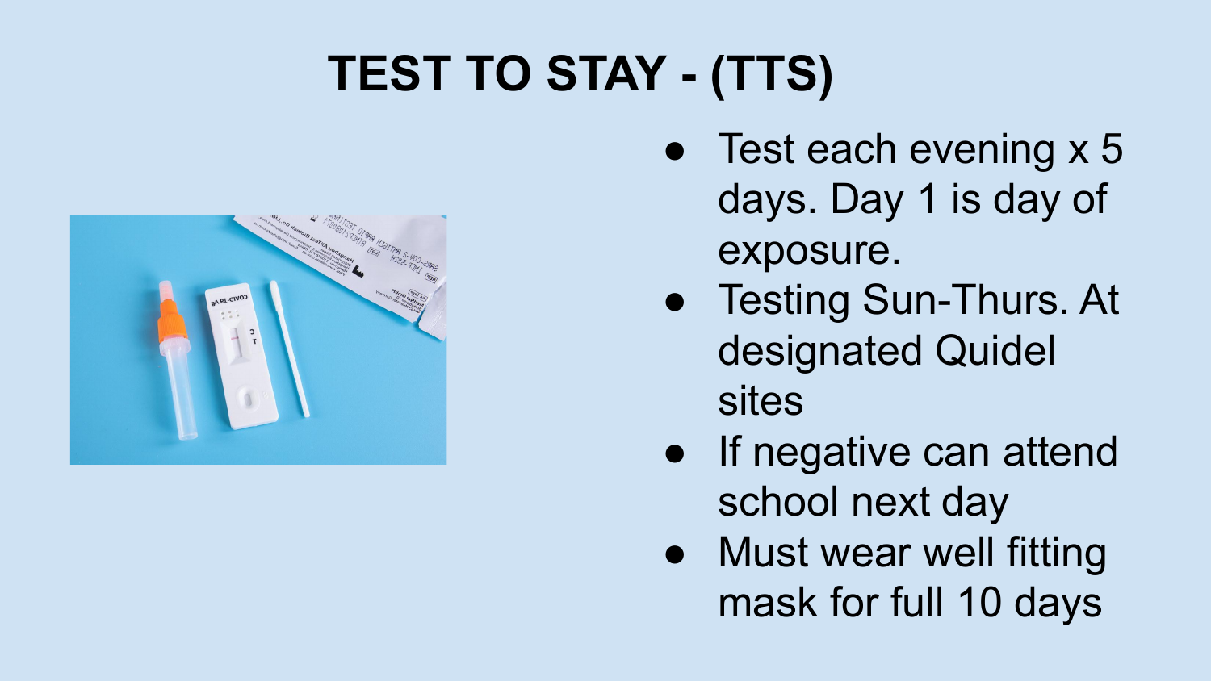# TEST TO STAY - (TTS)

- Test each evening x 5 days. Day 1 is day of exposure.
- Testing Sun-Thurs. At designated Quidel sites
- If negative can attend school next day
- Must wear well fitting mask for full 10 days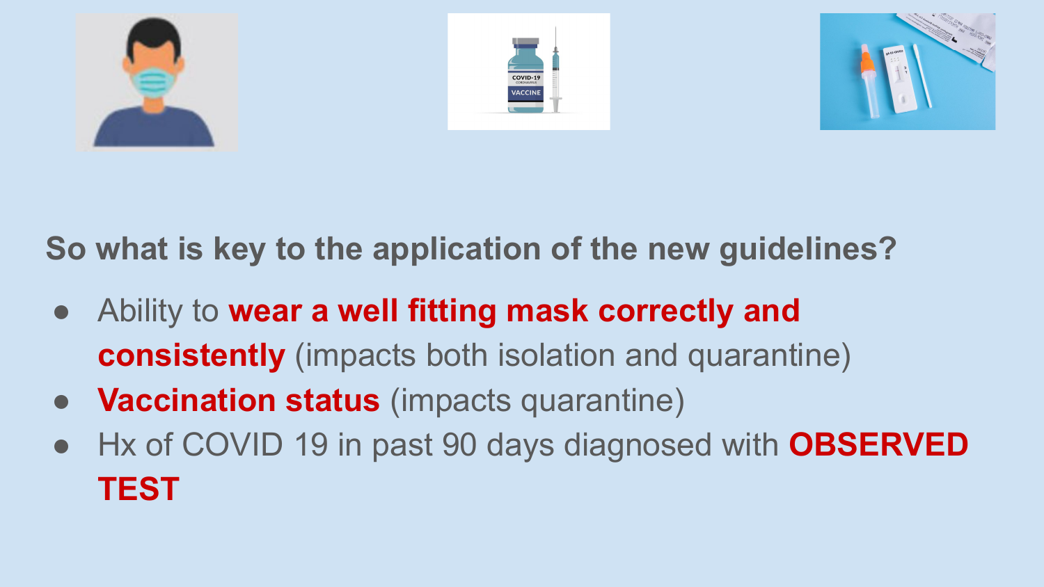## So what is key to the application of the new guidelines?

- Ability to **wear a well fitting mask correctly and consistently** (impacts both isolation and quarantine)
- **Vaccination status** (impacts quarantine)
- Hx of COVID 19 in past 90 days diagnosed with **OBSERVED TEST**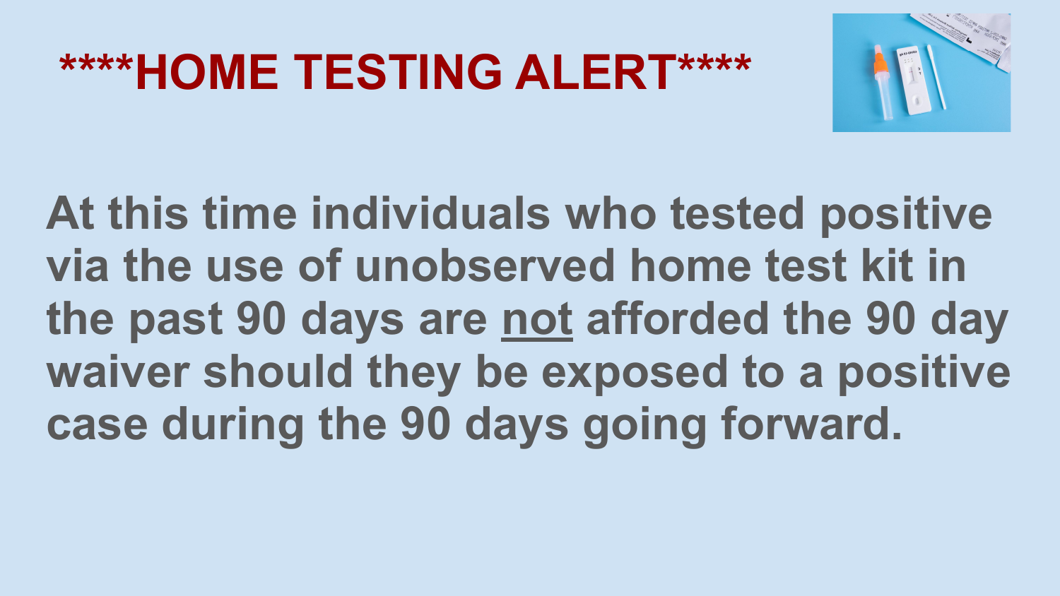# ****HOME TESTING ALERT****

**At this time individuals who tested positive via the use of unobserved home test kit in the past 90 days are <u>not</u> afforded the 90 day waiver should they be exposed to a positive case during the 90 days going forward.**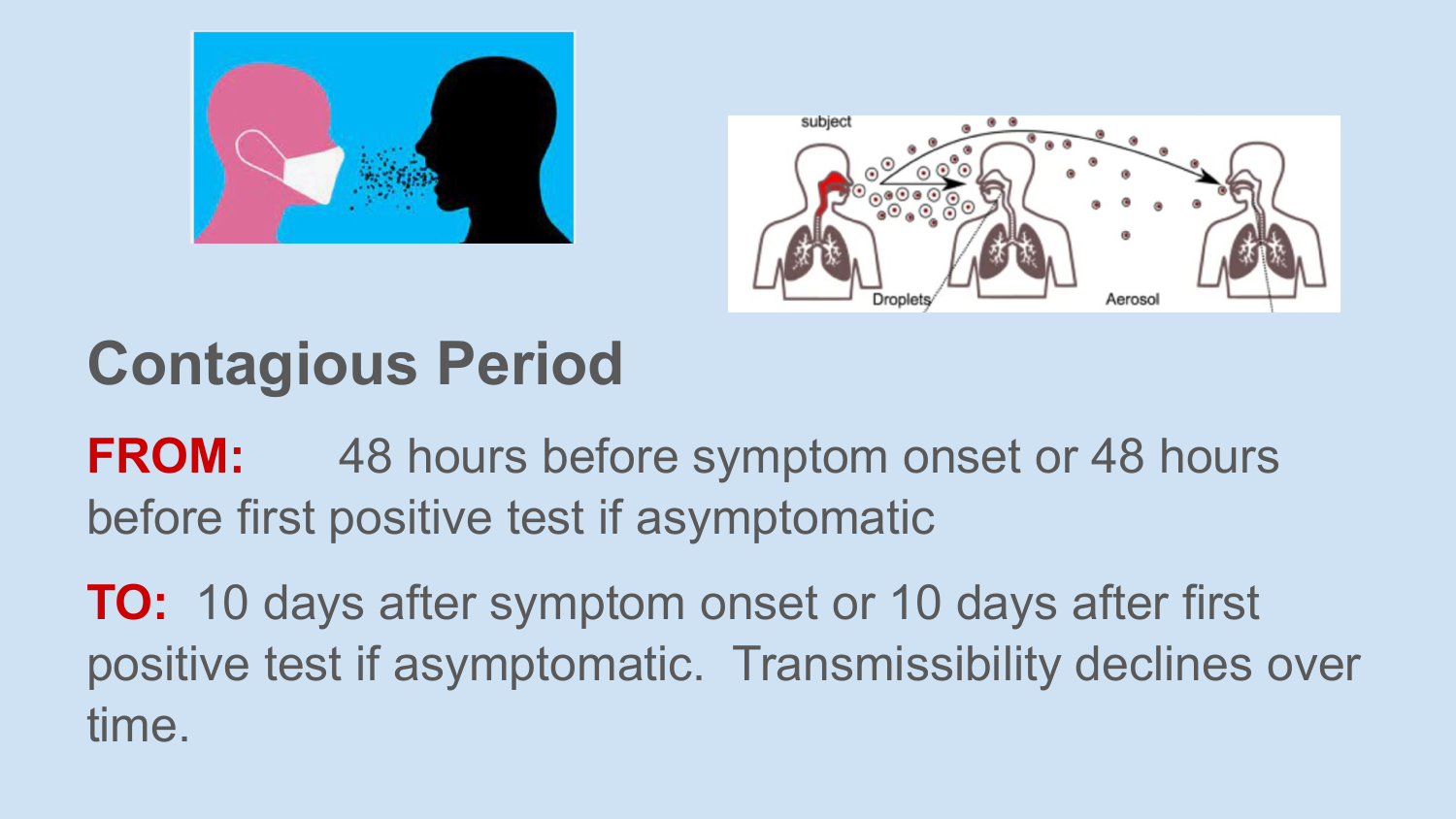# Contagious Period

**FROM:** 48 hours before symptom onset or 48 hours before first positive test if asymptomatic

**TO:** 10 days after symptom onset or 10 days after first positive test if asymptomatic. Transmissibility declines over time.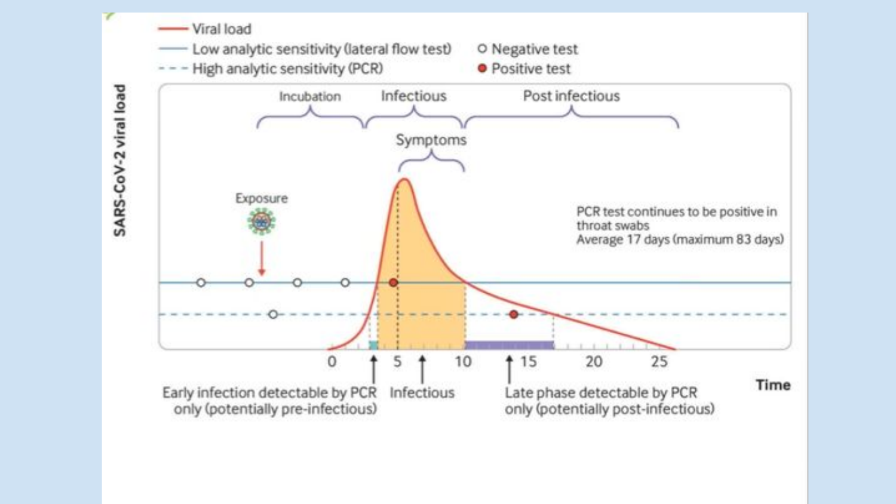Viral load

Low analytic sensitivity (lateral flow test)

High analytic sensitivity (PCR)

Negative test

Positive test

SARS-CoV-2 viral load

Incubation

Infectious

Post infectious

Symptoms

Exposure

PCR test continues to be positive in throat swabs
Average 17 days (maximum 83 days)

0 5 10 15 20 25

Time

Early infection detectable by PCR only (potentially pre-infectious)

Infectious

Late phase detectable by PCR only (potentially post-infectious)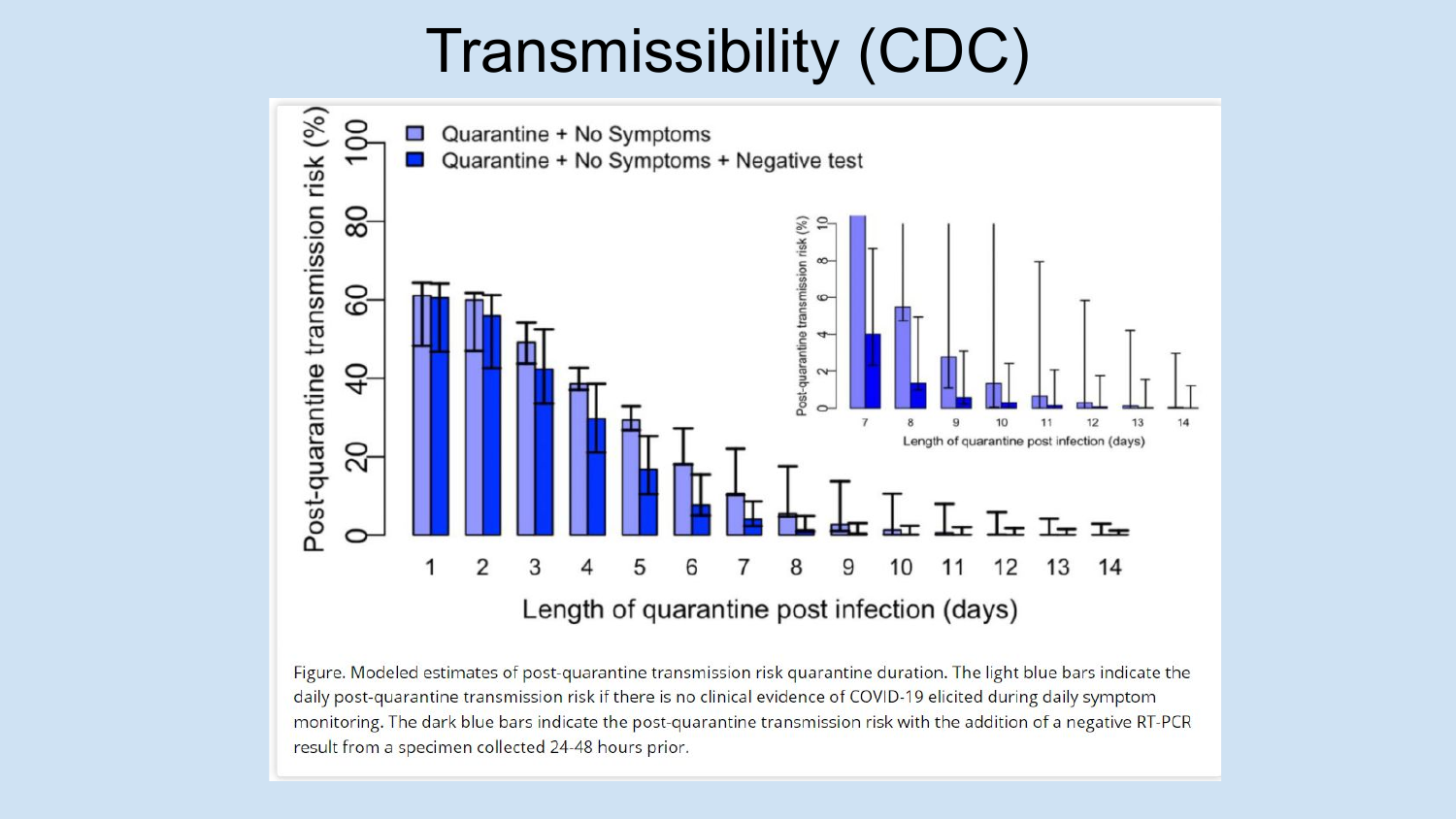# Transmissibility (CDC)

Figure. Modeled estimates of post-quarantine transmission risk quarantine duration. The light blue bars indicate the daily post-quarantine transmission risk if there is no clinical evidence of COVID-19 elicited during daily symptom monitoring. The dark blue bars indicate the post-quarantine transmission risk with the addition of a negative RT-PCR result from a specimen collected 24-48 hours prior.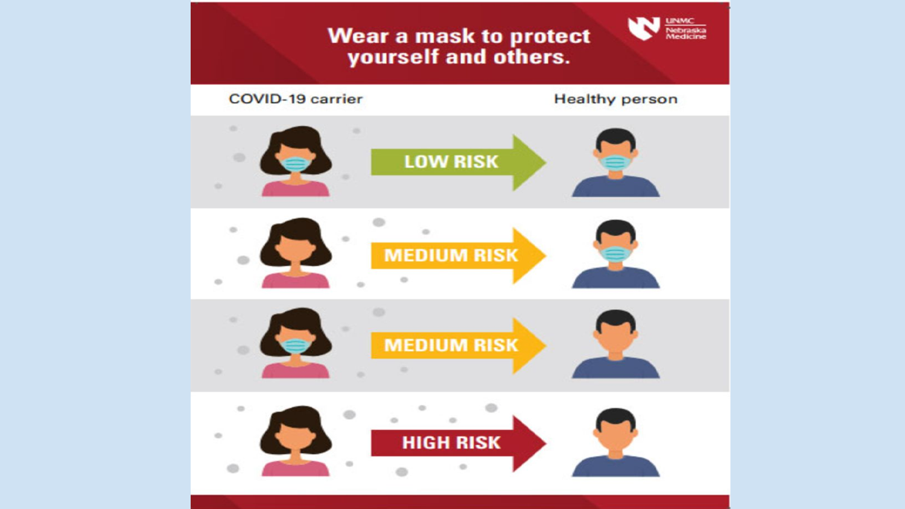# Wear a mask to protect yourself and others.

UNMC Nebraska Medicine

| COVID-19 carrier | | Healthy person |
| --- | --- | --- |
| Mask | LOW RISK | Mask |
| No mask | MEDIUM RISK | Mask |
| Mask | MEDIUM RISK | No mask |
| No mask | HIGH RISK | No mask |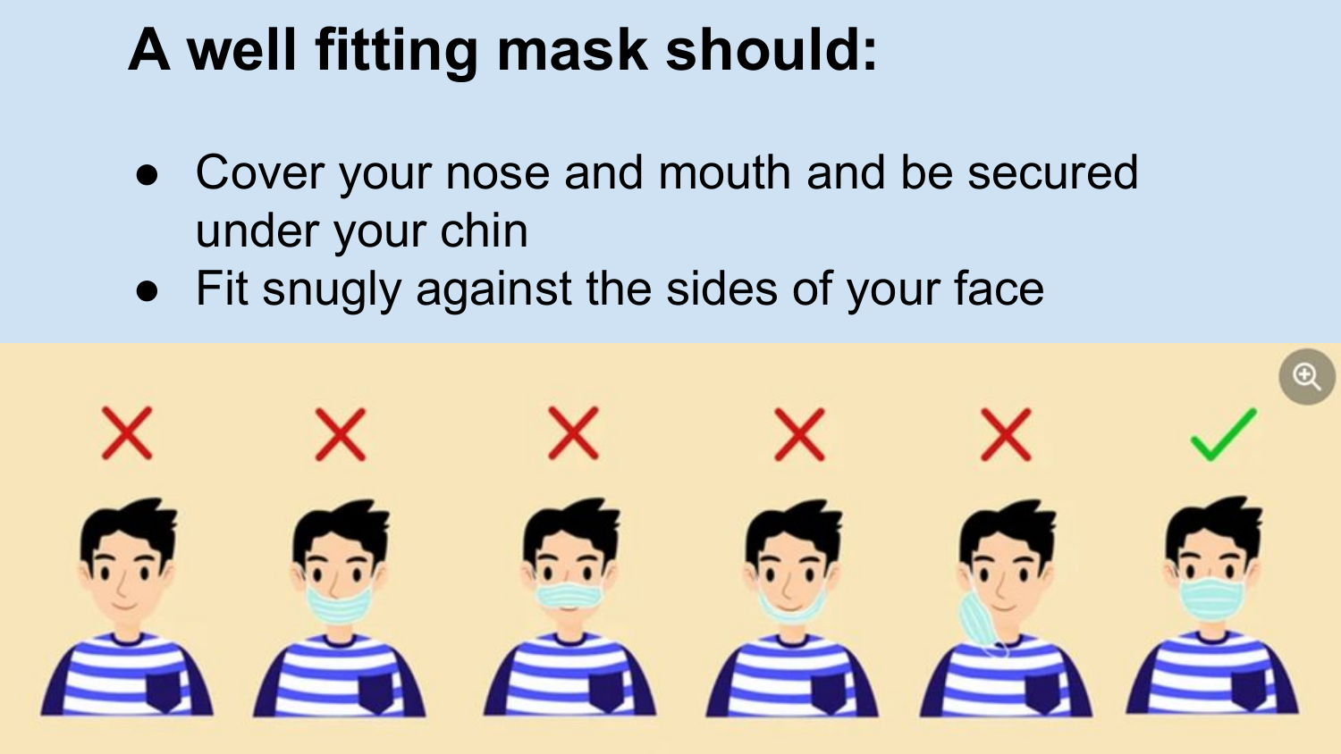# A well fitting mask should:

- Cover your nose and mouth and be secured under your chin
- Fit snugly against the sides of your face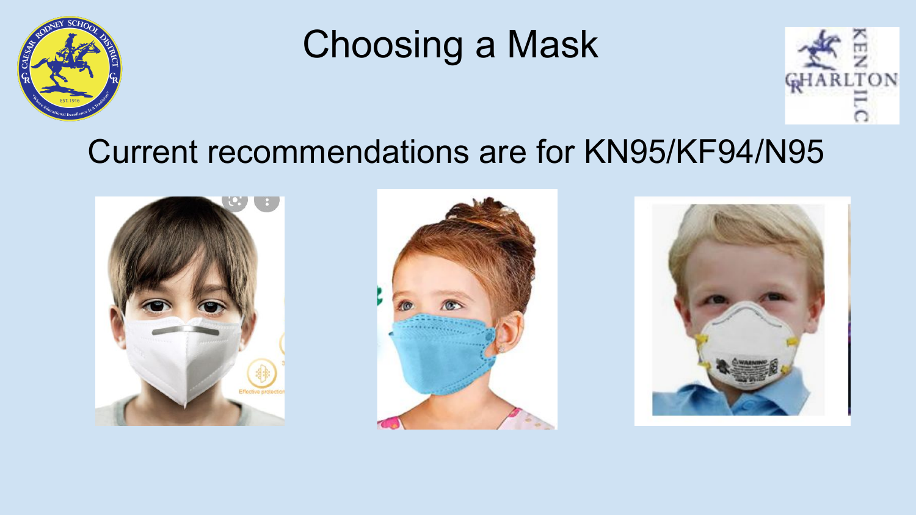# Choosing a Mask

Current recommendations are for KN95/KF94/N95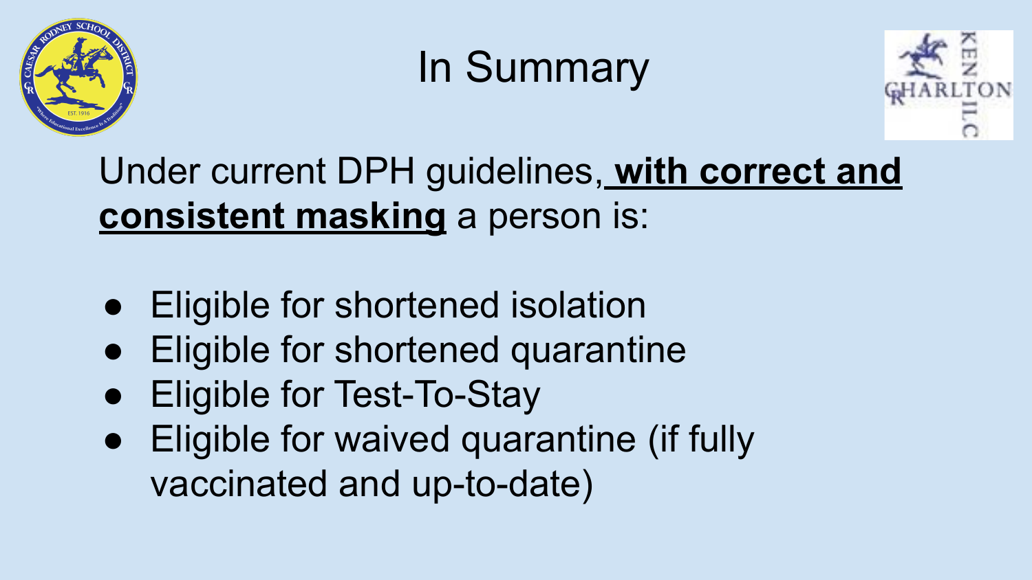# In Summary

Under current DPH guidelines, **with correct and consistent masking** a person is:

- Eligible for shortened isolation
- Eligible for shortened quarantine
- Eligible for Test-To-Stay
- Eligible for waived quarantine (if fully vaccinated and up-to-date)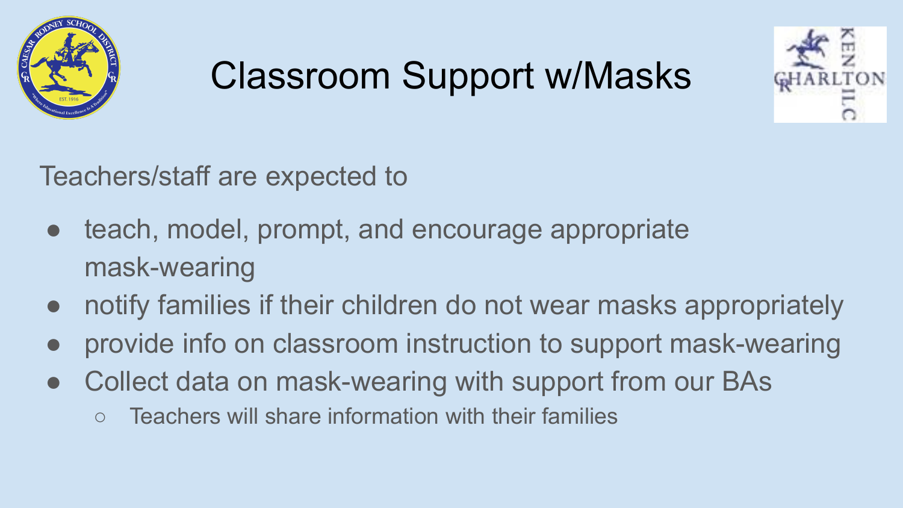# Classroom Support w/Masks

Teachers/staff are expected to

- teach, model, prompt, and encourage appropriate mask-wearing
- notify families if their children do not wear masks appropriately
- provide info on classroom instruction to support mask-wearing
- Collect data on mask-wearing with support from our BAs
  - Teachers will share information with their families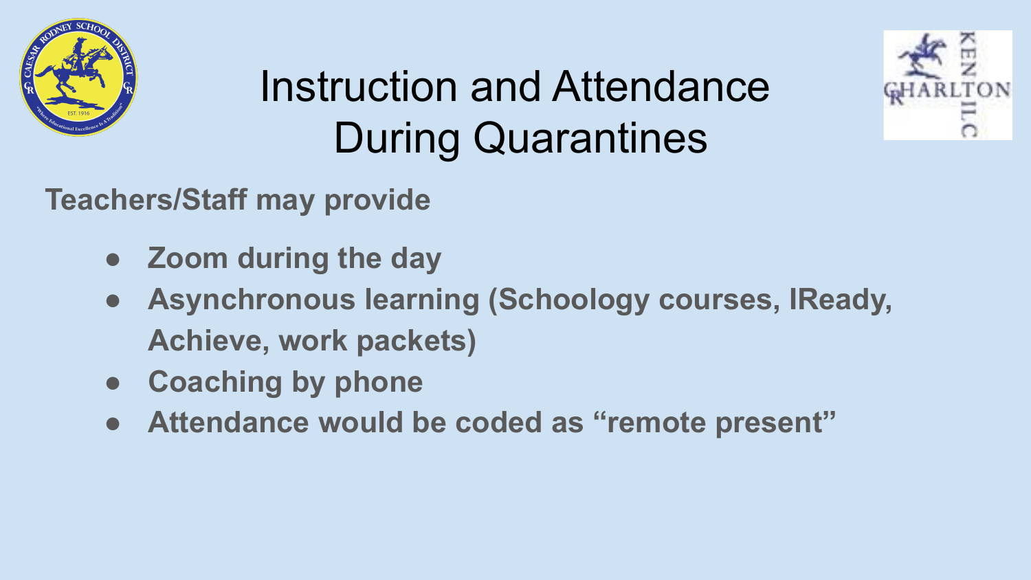# Instruction and Attendance During Quarantines

**Teachers/Staff may provide**

- **Zoom during the day**
- **Asynchronous learning (Schoology courses, IReady, Achieve, work packets)**
- **Coaching by phone**
- **Attendance would be coded as "remote present"**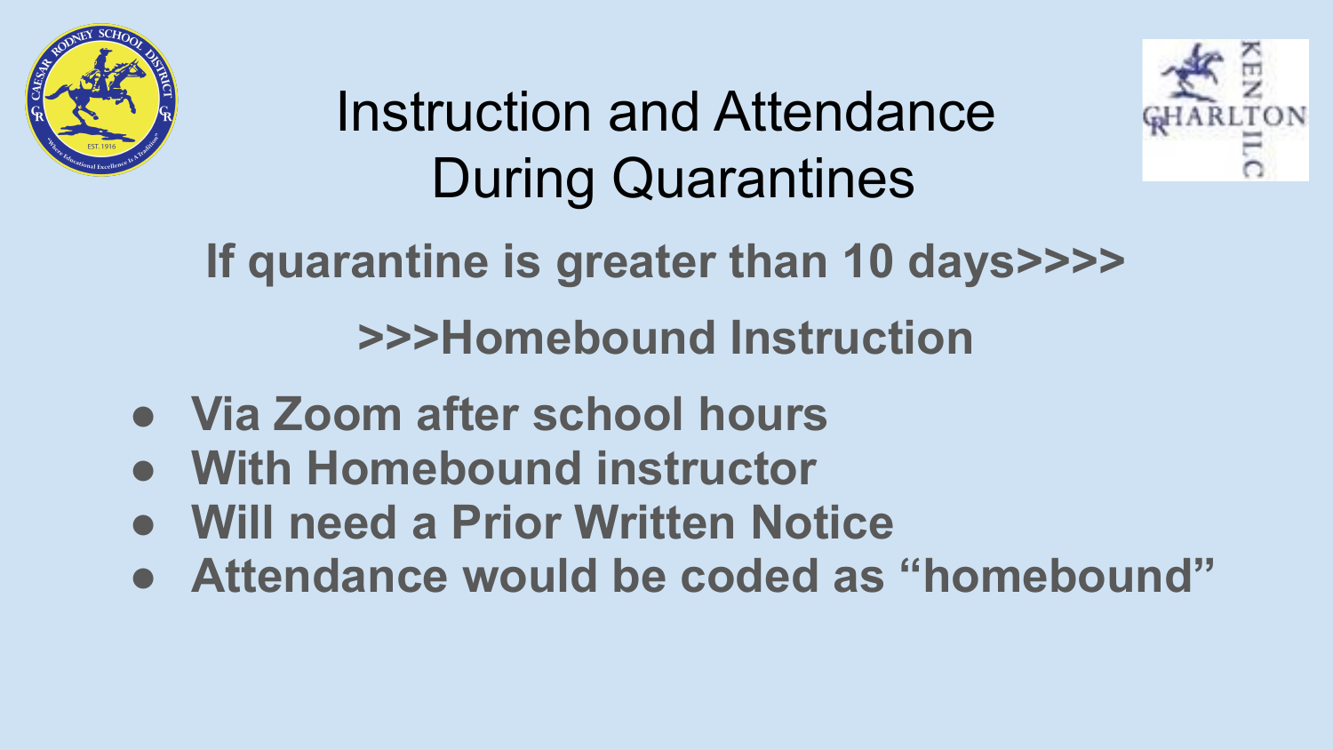# Instruction and Attendance During Quarantines

**If quarantine is greater than 10 days>>>>**

**>>>Homebound Instruction**

- **Via Zoom after school hours**
- **With Homebound instructor**
- **Will need a Prior Written Notice**
- **Attendance would be coded as "homebound"**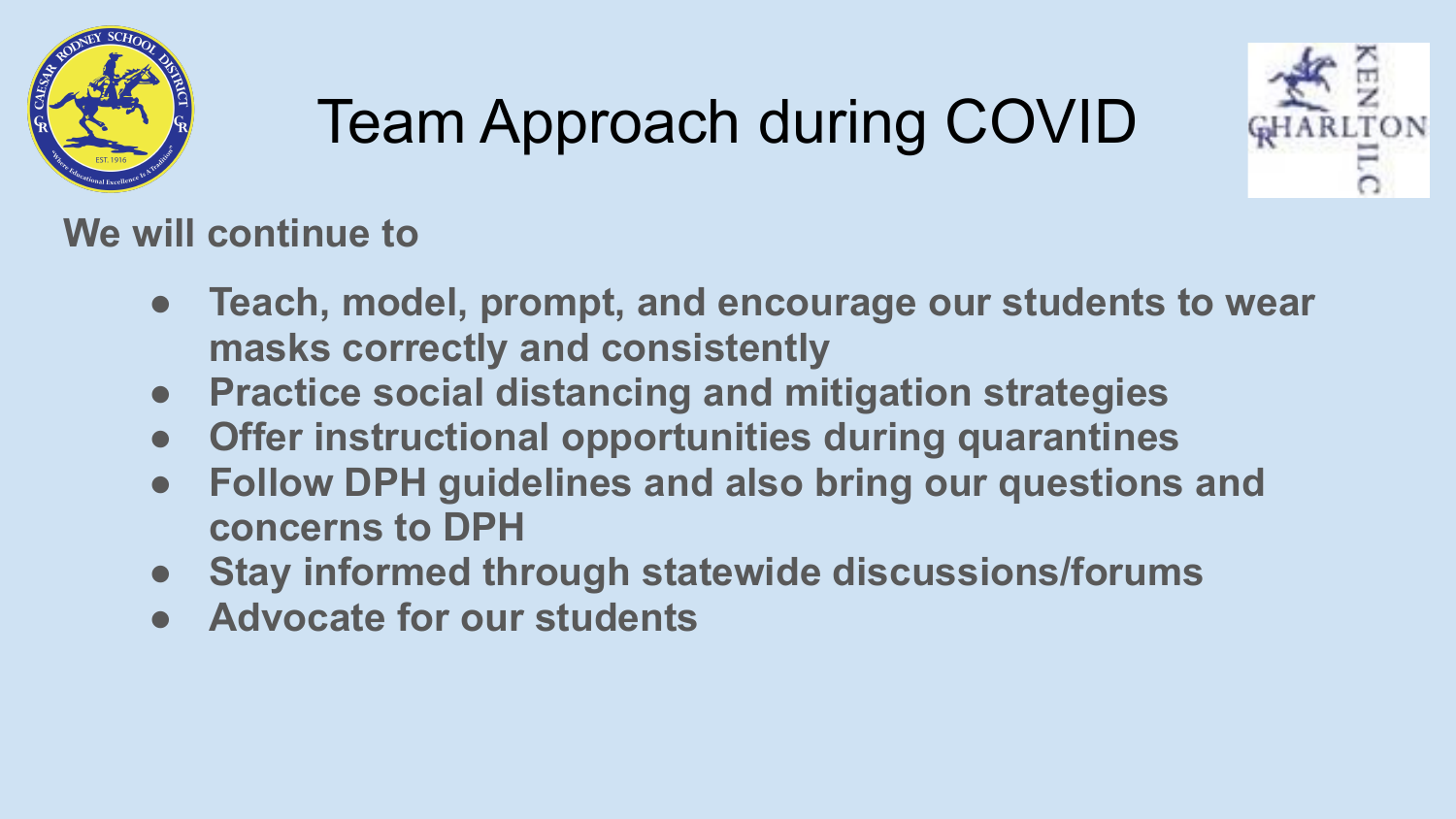# Team Approach during COVID

**We will continue to**

- **Teach, model, prompt, and encourage our students to wear masks correctly and consistently**
- **Practice social distancing and mitigation strategies**
- **Offer instructional opportunities during quarantines**
- **Follow DPH guidelines and also bring our questions and concerns to DPH**
- **Stay informed through statewide discussions/forums**
- **Advocate for our students**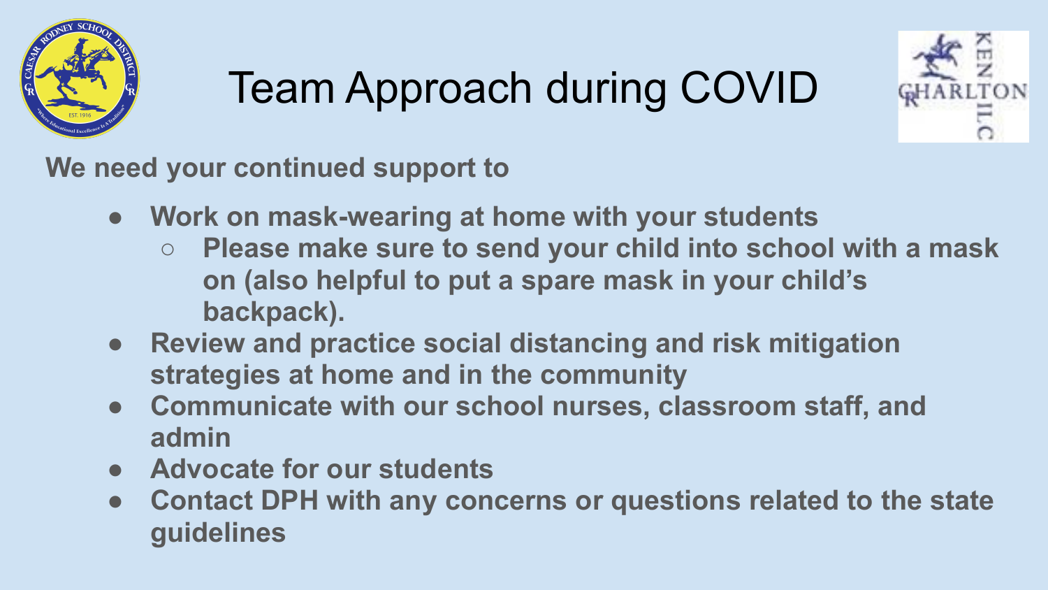# Team Approach during COVID

**We need your continued support to**

- **Work on mask-wearing at home with your students**
  - **Please make sure to send your child into school with a mask on (also helpful to put a spare mask in your child's backpack).**
- **Review and practice social distancing and risk mitigation strategies at home and in the community**
- **Communicate with our school nurses, classroom staff, and admin**
- **Advocate for our students**
- **Contact DPH with any concerns or questions related to the state guidelines**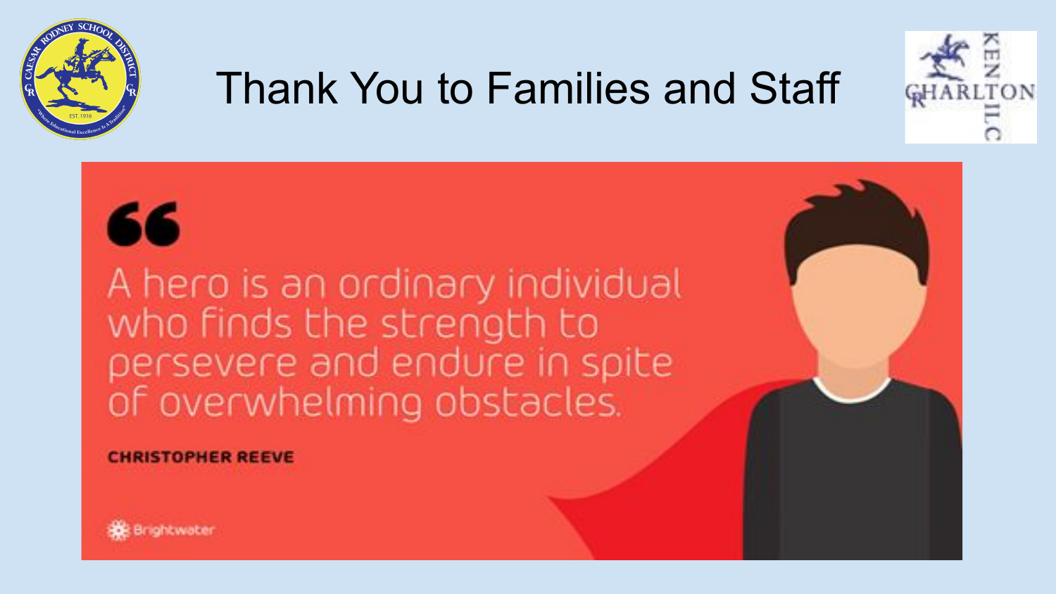# Thank You to Families and Staff

A hero is an ordinary individual who finds the strength to persevere and endure in spite of overwhelming obstacles.

**CHRISTOPHER REEVE**

Brightwater